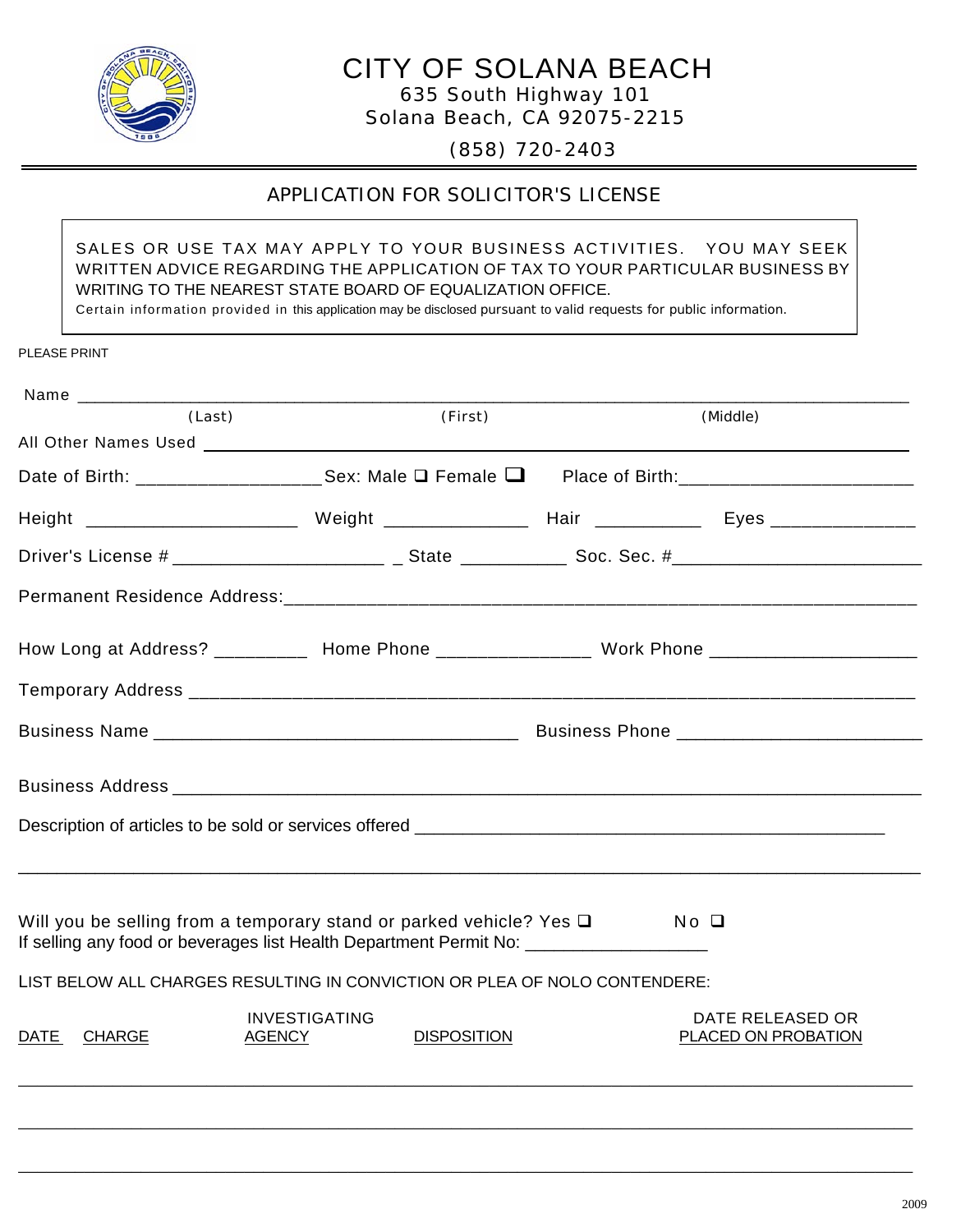# CITY OF SOLANA BEACH

635 South Highway 101
Solana Beach, CA 92075-2215

(858) 720-2403

## APPLICATION FOR SOLICITOR'S LICENSE

SALES OR USE TAX MAY APPLY TO YOUR BUSINESS ACTIVITIES. YOU MAY SEEK WRITTEN ADVICE REGARDING THE APPLICATION OF TAX TO YOUR PARTICULAR BUSINESS BY WRITING TO THE NEAREST STATE BOARD OF EQUALIZATION OFFICE.
Certain information provided in this application may be disclosed pursuant to valid requests for public information.

PLEASE PRINT

Name ______________________________________________________________________________
(Last) (First) (Middle)

All Other Names Used ______________________________________________________________

Date of Birth: __________________ Sex: Male ❑ Female ❑ Place of Birth: ________________________

Height _____________________ Weight _______________ Hair ___________ Eyes ______________

Driver's License # _____________________ State ___________ Soc. Sec. # __________________________

Permanent Residence Address: ___________________________________________________________

How Long at Address? _________ Home Phone _______________ Work Phone ____________________

Temporary Address _________________________________________________________________

Business Name ____________________________________ Business Phone ________________________

Business Address ___________________________________________________________________

Description of articles to be sold or services offered _____________________________________________

______________________________________________________________________________

Will you be selling from a temporary stand or parked vehicle? Yes ❑ No ❑
If selling any food or beverages list Health Department Permit No: __________________

LIST BELOW ALL CHARGES RESULTING IN CONVICTION OR PLEA OF NOLO CONTENDERE:

| DATE | CHARGE | INVESTIGATING AGENCY | DISPOSITION | DATE RELEASED OR PLACED ON PROBATION |
|---|---|---|---|---|
| | | | | |
| | | | | |
| | | | | |

2009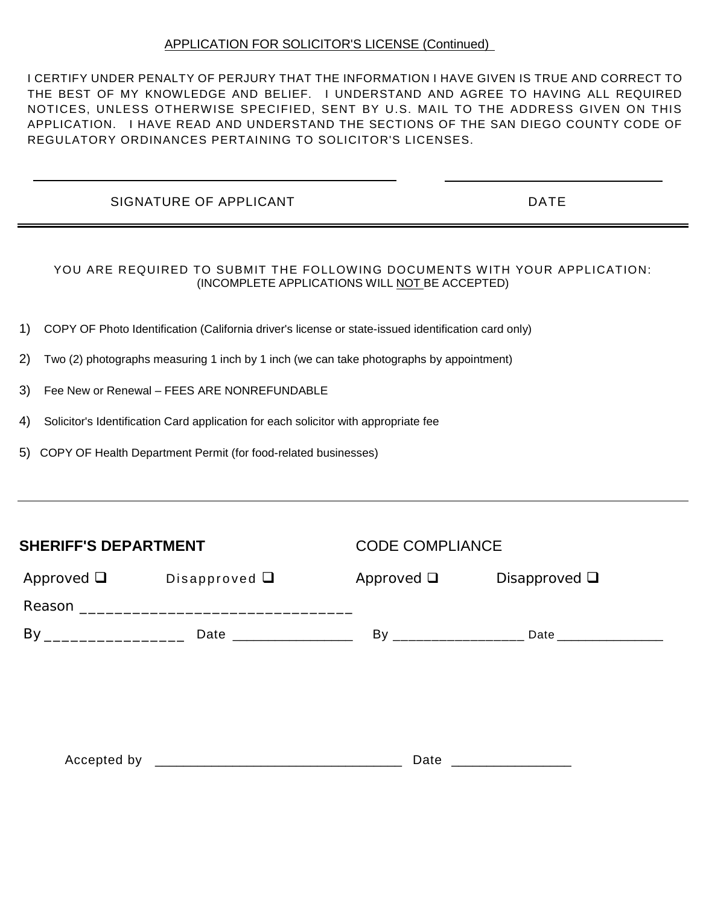APPLICATION FOR SOLICITOR'S LICENSE (Continued)

I CERTIFY UNDER PENALTY OF PERJURY THAT THE INFORMATION I HAVE GIVEN IS TRUE AND CORRECT TO THE BEST OF MY KNOWLEDGE AND BELIEF. I UNDERSTAND AND AGREE TO HAVING ALL REQUIRED NOTICES, UNLESS OTHERWISE SPECIFIED, SENT BY U.S. MAIL TO THE ADDRESS GIVEN ON THIS APPLICATION. I HAVE READ AND UNDERSTAND THE SECTIONS OF THE SAN DIEGO COUNTY CODE OF REGULATORY ORDINANCES PERTAINING TO SOLICITOR'S LICENSES.

_______________________________________________ ____________________________

SIGNATURE OF APPLICANT DATE

---

YOU ARE REQUIRED TO SUBMIT THE FOLLOWING DOCUMENTS WITH YOUR APPLICATION:
(INCOMPLETE APPLICATIONS WILL NOT BE ACCEPTED)

1) COPY OF Photo Identification (California driver's license or state-issued identification card only)
2) Two (2) photographs measuring 1 inch by 1 inch (we can take photographs by appointment)
3) Fee New or Renewal – FEES ARE NONREFUNDABLE
4) Solicitor's Identification Card application for each solicitor with appropriate fee
5) COPY OF Health Department Permit (for food-related businesses)

---

**SHERIFF'S DEPARTMENT**

Approved ❑ Disapproved ❑

Reason ________________________________

By _________________ Date ________________

CODE COMPLIANCE

Approved ❑ Disapproved ❑

By __________________ Date _______________

Accepted by __________________________________ Date ________________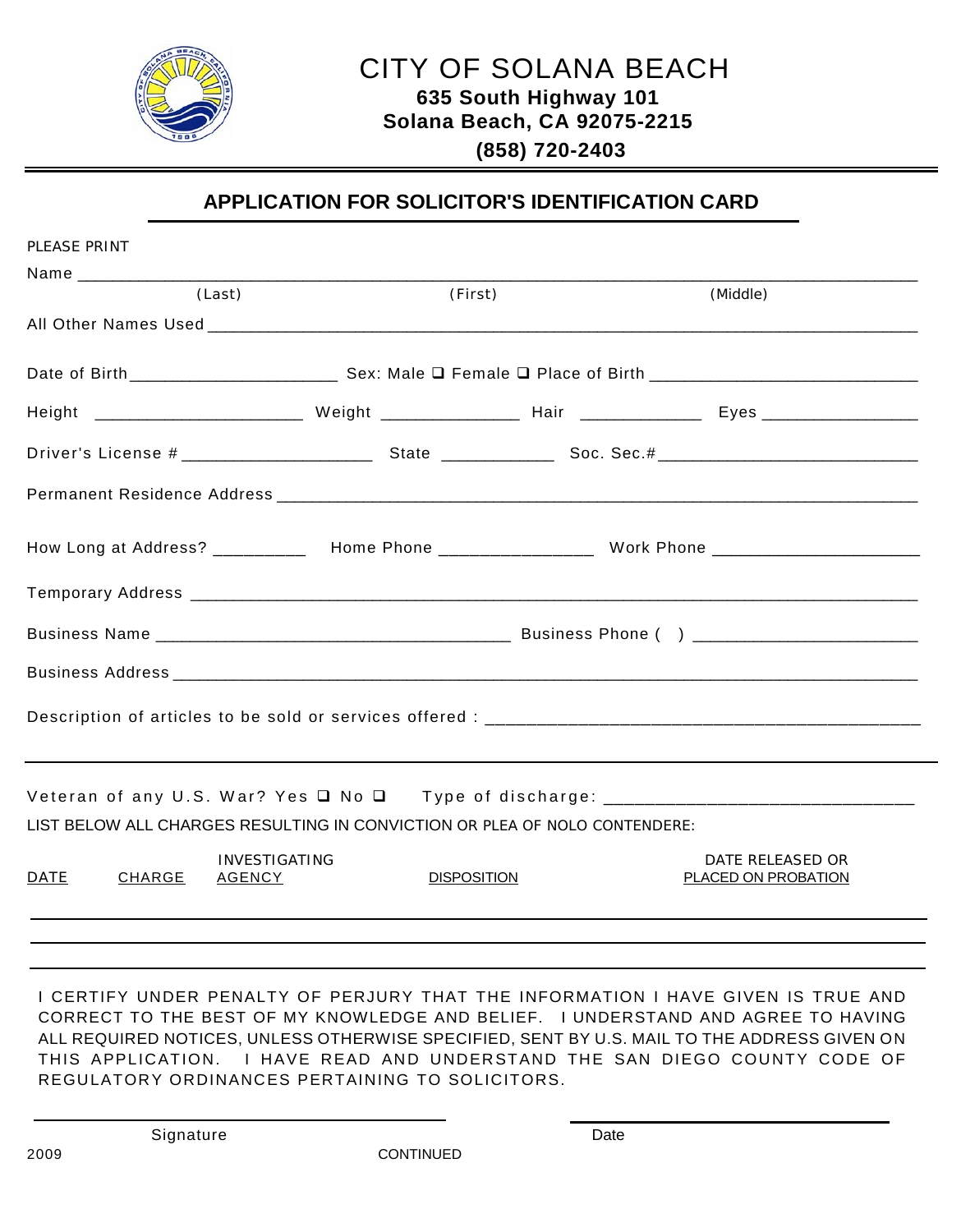# CITY OF SOLANA BEACH

**635 South Highway 101**
**Solana Beach, CA 92075-2215**
**(858) 720-2403**

## APPLICATION FOR SOLICITOR'S IDENTIFICATION CARD

PLEASE PRINT

Name ____________________________________________________________________________
(Last) (First) (Middle)

All Other Names Used ______________________________________________________________

Date of Birth____________________ Sex: Male ❑ Female ❑ Place of Birth ________________________

Height ____________________ Weight ______________ Hair ____________ Eyes ________________

Driver's License #____________________ State ___________ Soc. Sec.#___________________________

Permanent Residence Address _______________________________________________________

How Long at Address? _________ Home Phone _______________ Work Phone _____________________

Temporary Address _________________________________________________________________

Business Name ___________________________________ Business Phone ( ) _______________________

Business Address ___________________________________________________________________

Description of articles to be sold or services offered : ___________________________________________

Veteran of any U.S. War? Yes ❑ No ❑ Type of discharge: _______________________________

LIST BELOW ALL CHARGES RESULTING IN CONVICTION OR PLEA OF NOLO CONTENDERE:

| DATE | CHARGE | INVESTIGATING AGENCY | DISPOSITION | DATE RELEASED OR PLACED ON PROBATION |
|---|---|---|---|---|
| | | | | |
| | | | | |
| | | | | |

I CERTIFY UNDER PENALTY OF PERJURY THAT THE INFORMATION I HAVE GIVEN IS TRUE AND CORRECT TO THE BEST OF MY KNOWLEDGE AND BELIEF. I UNDERSTAND AND AGREE TO HAVING ALL REQUIRED NOTICES, UNLESS OTHERWISE SPECIFIED, SENT BY U.S. MAIL TO THE ADDRESS GIVEN ON THIS APPLICATION. I HAVE READ AND UNDERSTAND THE SAN DIEGO COUNTY CODE OF REGULATORY ORDINANCES PERTAINING TO SOLICITORS.

______________________________ ______________________________
Signature Date

2009

CONTINUED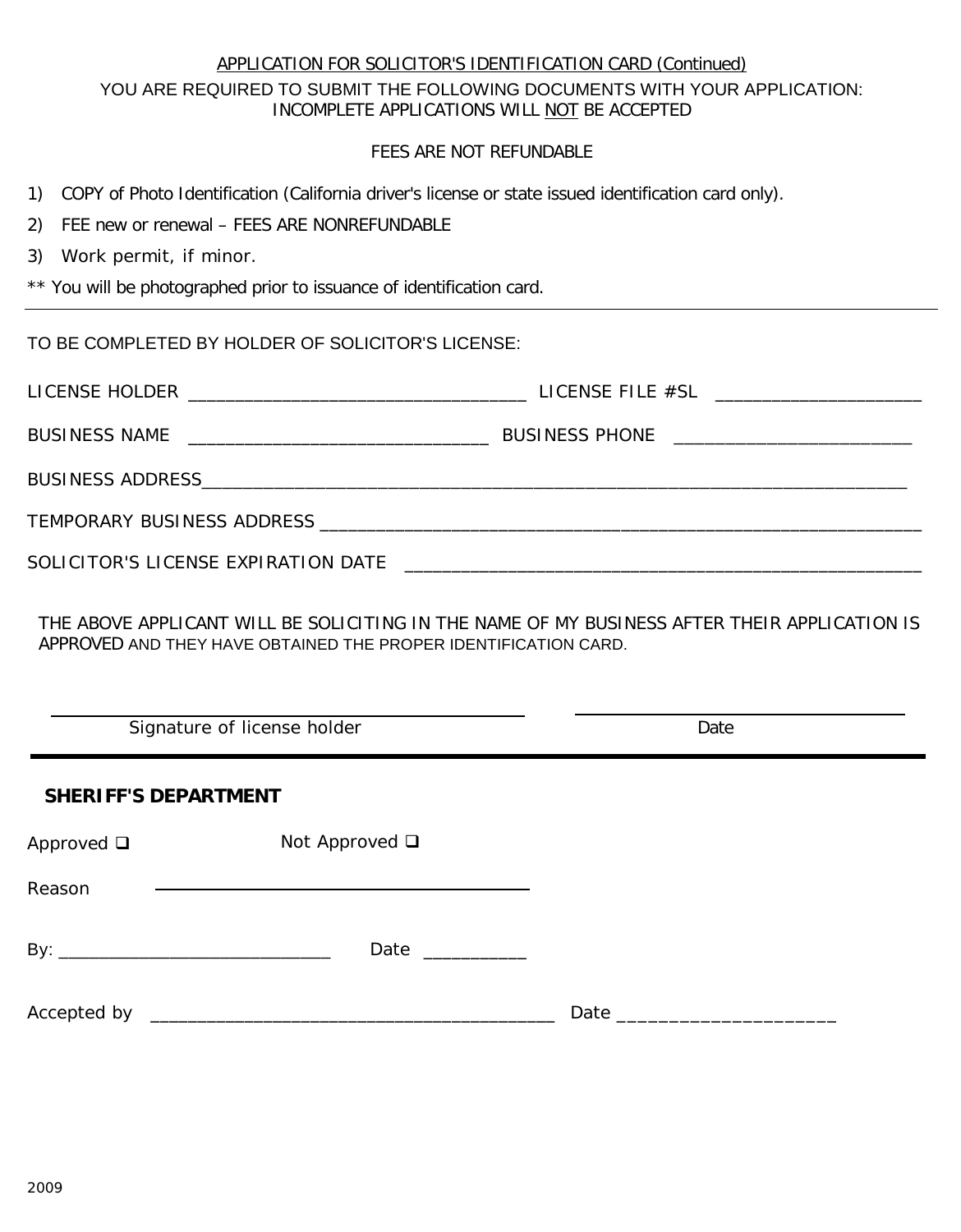APPLICATION FOR SOLICITOR'S IDENTIFICATION CARD (Continued)

YOU ARE REQUIRED TO SUBMIT THE FOLLOWING DOCUMENTS WITH YOUR APPLICATION:
INCOMPLETE APPLICATIONS WILL NOT BE ACCEPTED

FEES ARE NOT REFUNDABLE

1) COPY of Photo Identification (California driver's license or state issued identification card only).
2) FEE new or renewal – FEES ARE NONREFUNDABLE
3) Work permit, if minor.

** You will be photographed prior to issuance of identification card.

---

TO BE COMPLETED BY HOLDER OF SOLICITOR'S LICENSE:

LICENSE HOLDER ________________________________ LICENSE FILE #SL ____________________

BUSINESS NAME ____________________________ BUSINESS PHONE ______________________

BUSINESS ADDRESS______________________________________________________________________

TEMPORARY BUSINESS ADDRESS ___________________________________________________________

SOLICITOR'S LICENSE EXPIRATION DATE __________________________________________________

THE ABOVE APPLICANT WILL BE SOLICITING IN THE NAME OF MY BUSINESS AFTER THEIR APPLICATION IS APPROVED AND THEY HAVE OBTAINED THE PROPER IDENTIFICATION CARD.

______________________________________ ______________________________

Signature of license holder Date

---

**SHERIFF'S DEPARTMENT**

Approved ❑ Not Approved ❑

Reason ______________________________

By: ___________________________ Date __________

Accepted by ______________________________________ Date ____________________

2009